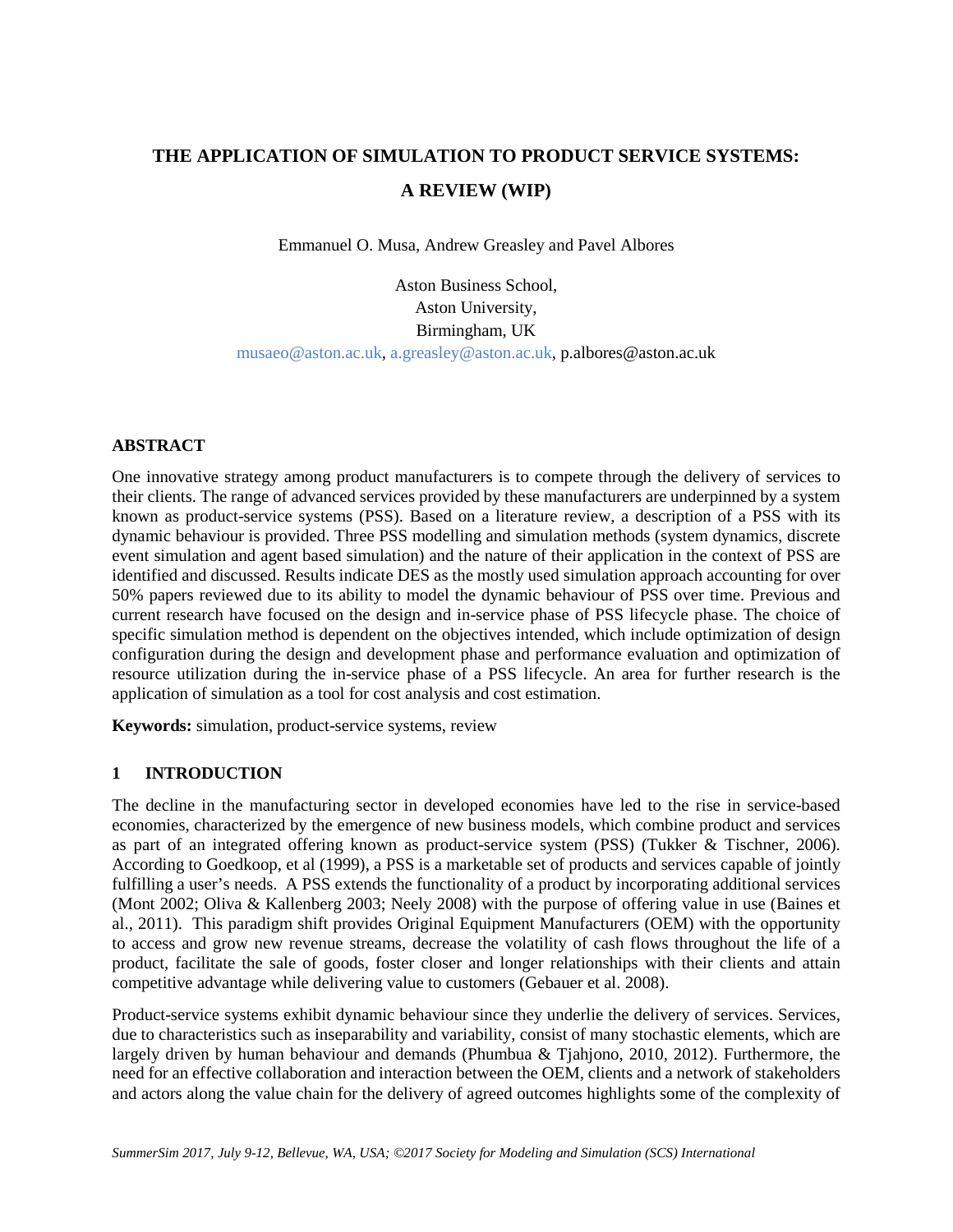# THE APPLICATION OF SIMULATION TO PRODUCT SERVICE SYSTEMS: A REVIEW (WIP)

Emmanuel O. Musa, Andrew Greasley and Pavel Albores

Aston Business School,
Aston University,
Birmingham, UK
musaeo@aston.ac.uk, a.greasley@aston.ac.uk, p.albores@aston.ac.uk

## ABSTRACT

One innovative strategy among product manufacturers is to compete through the delivery of services to their clients. The range of advanced services provided by these manufacturers are underpinned by a system known as product-service systems (PSS). Based on a literature review, a description of a PSS with its dynamic behaviour is provided. Three PSS modelling and simulation methods (system dynamics, discrete event simulation and agent based simulation) and the nature of their application in the context of PSS are identified and discussed. Results indicate DES as the mostly used simulation approach accounting for over 50% papers reviewed due to its ability to model the dynamic behaviour of PSS over time. Previous and current research have focused on the design and in-service phase of PSS lifecycle phase. The choice of specific simulation method is dependent on the objectives intended, which include optimization of design configuration during the design and development phase and performance evaluation and optimization of resource utilization during the in-service phase of a PSS lifecycle. An area for further research is the application of simulation as a tool for cost analysis and cost estimation.

**Keywords:** simulation, product-service systems, review

## 1 INTRODUCTION

The decline in the manufacturing sector in developed economies have led to the rise in service-based economies, characterized by the emergence of new business models, which combine product and services as part of an integrated offering known as product-service system (PSS) (Tukker & Tischner, 2006). According to Goedkoop, et al (1999), a PSS is a marketable set of products and services capable of jointly fulfilling a user's needs. A PSS extends the functionality of a product by incorporating additional services (Mont 2002; Oliva & Kallenberg 2003; Neely 2008) with the purpose of offering value in use (Baines et al., 2011). This paradigm shift provides Original Equipment Manufacturers (OEM) with the opportunity to access and grow new revenue streams, decrease the volatility of cash flows throughout the life of a product, facilitate the sale of goods, foster closer and longer relationships with their clients and attain competitive advantage while delivering value to customers (Gebauer et al. 2008).

Product-service systems exhibit dynamic behaviour since they underlie the delivery of services. Services, due to characteristics such as inseparability and variability, consist of many stochastic elements, which are largely driven by human behaviour and demands (Phumbua & Tjahjono, 2010, 2012). Furthermore, the need for an effective collaboration and interaction between the OEM, clients and a network of stakeholders and actors along the value chain for the delivery of agreed outcomes highlights some of the complexity of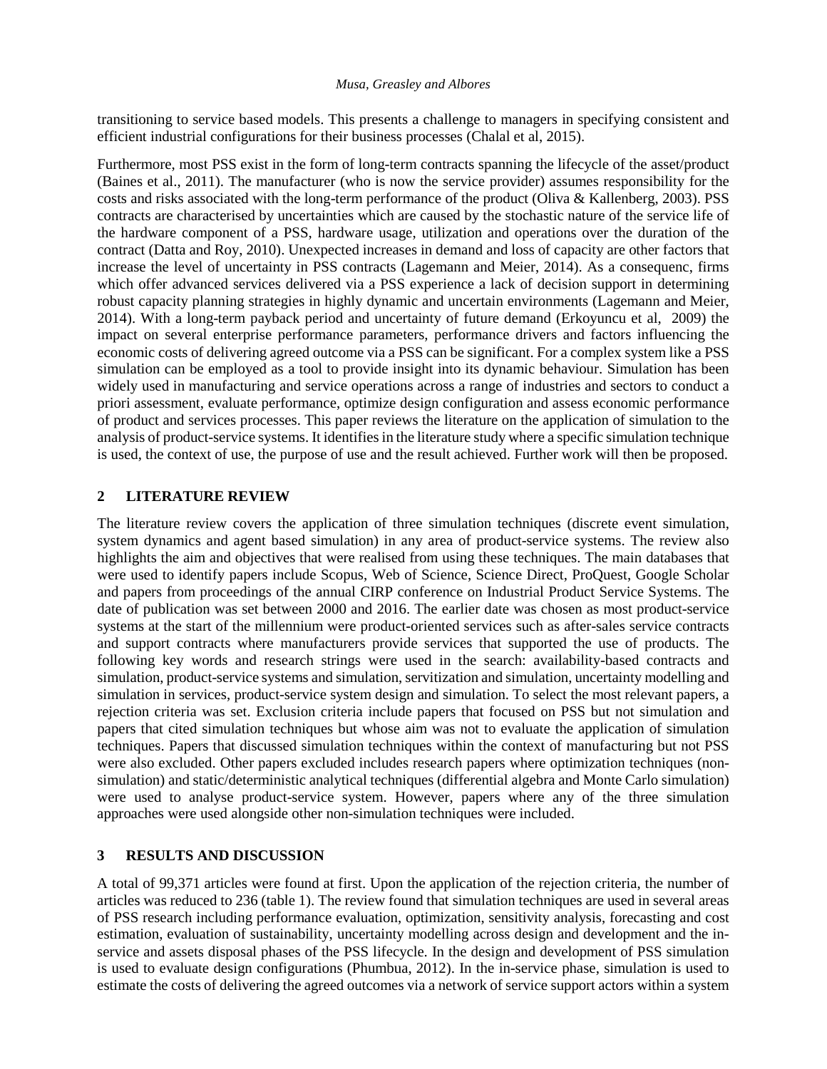transitioning to service based models. This presents a challenge to managers in specifying consistent and efficient industrial configurations for their business processes (Chalal et al, 2015).

Furthermore, most PSS exist in the form of long-term contracts spanning the lifecycle of the asset/product (Baines et al., 2011). The manufacturer (who is now the service provider) assumes responsibility for the costs and risks associated with the long-term performance of the product (Oliva & Kallenberg, 2003). PSS contracts are characterised by uncertainties which are caused by the stochastic nature of the service life of the hardware component of a PSS, hardware usage, utilization and operations over the duration of the contract (Datta and Roy, 2010). Unexpected increases in demand and loss of capacity are other factors that increase the level of uncertainty in PSS contracts (Lagemann and Meier, 2014). As a consequenc, firms which offer advanced services delivered via a PSS experience a lack of decision support in determining robust capacity planning strategies in highly dynamic and uncertain environments (Lagemann and Meier, 2014). With a long-term payback period and uncertainty of future demand (Erkoyuncu et al, 2009) the impact on several enterprise performance parameters, performance drivers and factors influencing the economic costs of delivering agreed outcome via a PSS can be significant. For a complex system like a PSS simulation can be employed as a tool to provide insight into its dynamic behaviour. Simulation has been widely used in manufacturing and service operations across a range of industries and sectors to conduct a priori assessment, evaluate performance, optimize design configuration and assess economic performance of product and services processes. This paper reviews the literature on the application of simulation to the analysis of product-service systems. It identifies in the literature study where a specific simulation technique is used, the context of use, the purpose of use and the result achieved. Further work will then be proposed.

## 2 LITERATURE REVIEW

The literature review covers the application of three simulation techniques (discrete event simulation, system dynamics and agent based simulation) in any area of product-service systems. The review also highlights the aim and objectives that were realised from using these techniques. The main databases that were used to identify papers include Scopus, Web of Science, Science Direct, ProQuest, Google Scholar and papers from proceedings of the annual CIRP conference on Industrial Product Service Systems. The date of publication was set between 2000 and 2016. The earlier date was chosen as most product-service systems at the start of the millennium were product-oriented services such as after-sales service contracts and support contracts where manufacturers provide services that supported the use of products. The following key words and research strings were used in the search: availability-based contracts and simulation, product-service systems and simulation, servitization and simulation, uncertainty modelling and simulation in services, product-service system design and simulation. To select the most relevant papers, a rejection criteria was set. Exclusion criteria include papers that focused on PSS but not simulation and papers that cited simulation techniques but whose aim was not to evaluate the application of simulation techniques. Papers that discussed simulation techniques within the context of manufacturing but not PSS were also excluded. Other papers excluded includes research papers where optimization techniques (non-simulation) and static/deterministic analytical techniques (differential algebra and Monte Carlo simulation) were used to analyse product-service system. However, papers where any of the three simulation approaches were used alongside other non-simulation techniques were included.

## 3 RESULTS AND DISCUSSION

A total of 99,371 articles were found at first. Upon the application of the rejection criteria, the number of articles was reduced to 236 (table 1). The review found that simulation techniques are used in several areas of PSS research including performance evaluation, optimization, sensitivity analysis, forecasting and cost estimation, evaluation of sustainability, uncertainty modelling across design and development and the in-service and assets disposal phases of the PSS lifecycle. In the design and development of PSS simulation is used to evaluate design configurations (Phumbua, 2012). In the in-service phase, simulation is used to estimate the costs of delivering the agreed outcomes via a network of service support actors within a system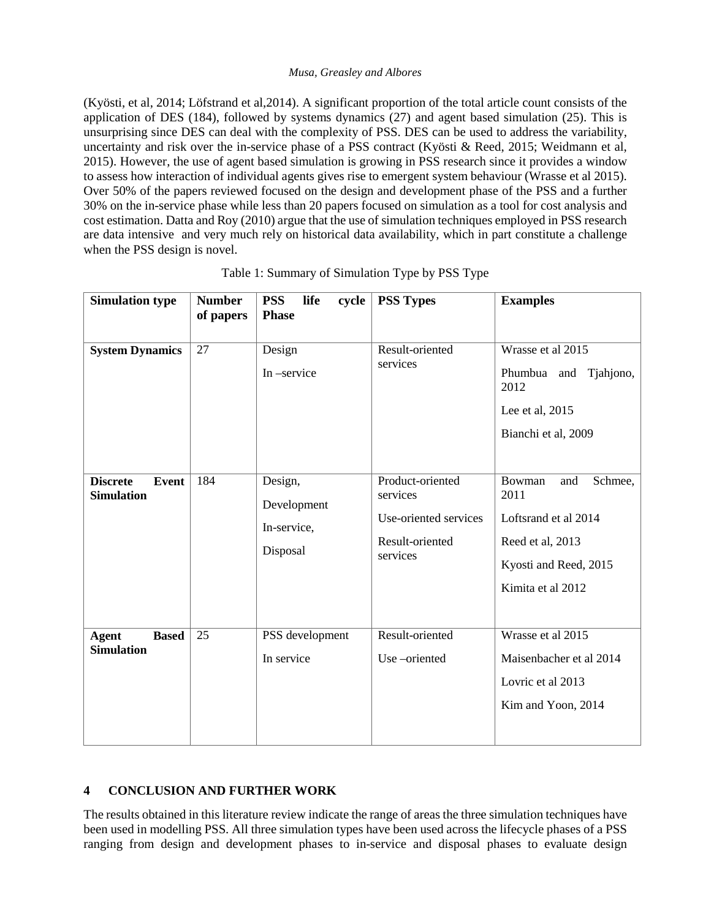(Kyösti, et al, 2014; Löfstrand et al,2014). A significant proportion of the total article count consists of the application of DES (184), followed by systems dynamics (27) and agent based simulation (25). This is unsurprising since DES can deal with the complexity of PSS. DES can be used to address the variability, uncertainty and risk over the in-service phase of a PSS contract (Kyösti & Reed, 2015; Weidmann et al, 2015). However, the use of agent based simulation is growing in PSS research since it provides a window to assess how interaction of individual agents gives rise to emergent system behaviour (Wrasse et al 2015). Over 50% of the papers reviewed focused on the design and development phase of the PSS and a further 30% on the in-service phase while less than 20 papers focused on simulation as a tool for cost analysis and cost estimation. Datta and Roy (2010) argue that the use of simulation techniques employed in PSS research are data intensive and very much rely on historical data availability, which in part constitute a challenge when the PSS design is novel.

Table 1: Summary of Simulation Type by PSS Type

| Simulation type | Number of papers | PSS life cycle Phase | PSS Types | Examples |
|---|---|---|---|---|
| **System Dynamics** | 27 | Design<br>In –service | Result-oriented services | Wrasse et al 2015<br>Phumbua and Tjahjono, 2012<br>Lee et al, 2015<br>Bianchi et al, 2009 |
| **Discrete Event Simulation** | 184 | Design,<br>Development<br>In-service,<br>Disposal | Product-oriented services<br>Use-oriented services<br>Result-oriented services | Bowman and Schmee, 2011<br>Loftsrand et al 2014<br>Reed et al, 2013<br>Kyosti and Reed, 2015<br>Kimita et al 2012 |
| **Agent Based Simulation** | 25 | PSS development<br>In service | Result-oriented<br>Use –oriented | Wrasse et al 2015<br>Maisenbacher et al 2014<br>Lovric et al 2013<br>Kim and Yoon, 2014 |

## 4 CONCLUSION AND FURTHER WORK

The results obtained in this literature review indicate the range of areas the three simulation techniques have been used in modelling PSS. All three simulation types have been used across the lifecycle phases of a PSS ranging from design and development phases to in-service and disposal phases to evaluate design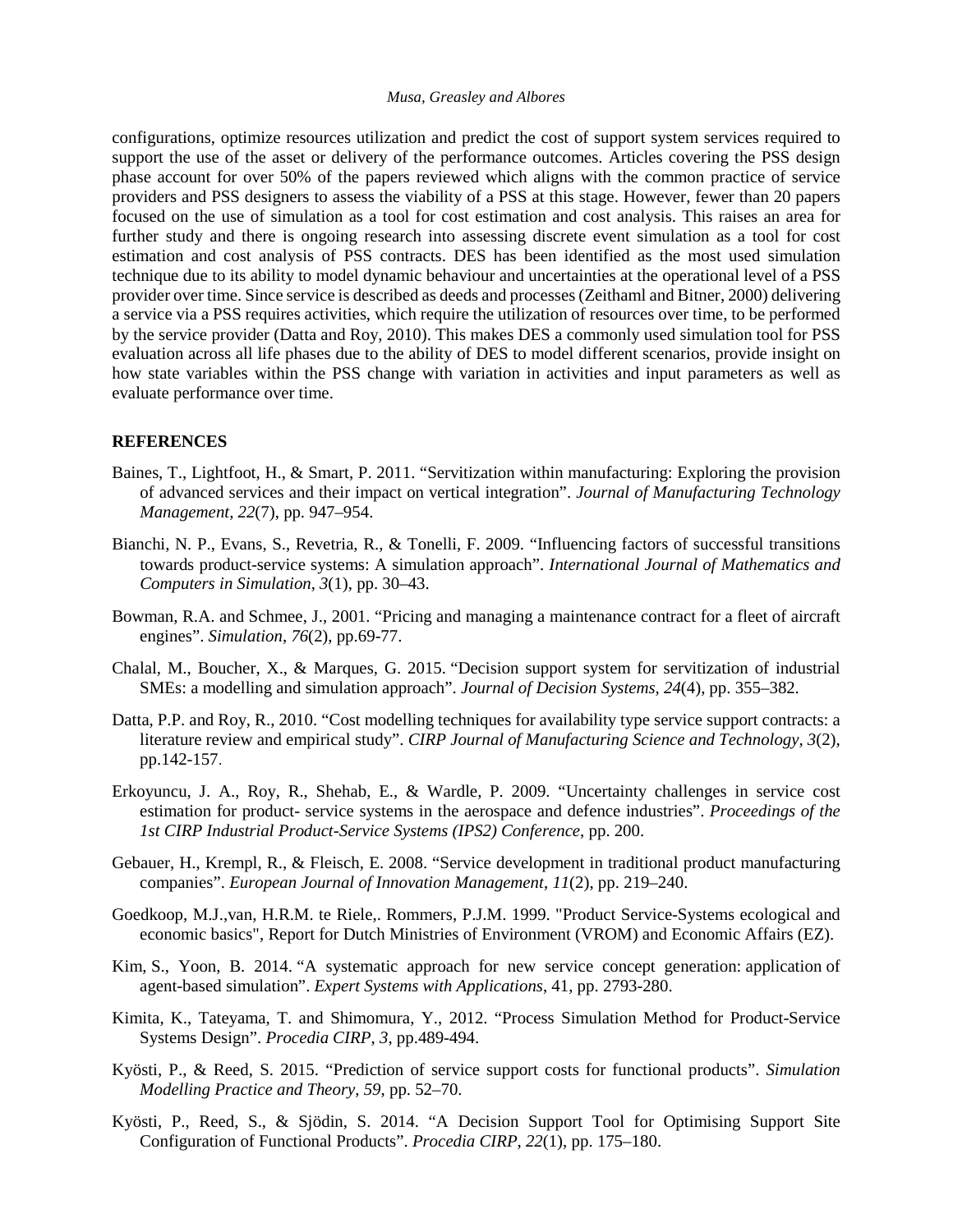configurations, optimize resources utilization and predict the cost of support system services required to support the use of the asset or delivery of the performance outcomes. Articles covering the PSS design phase account for over 50% of the papers reviewed which aligns with the common practice of service providers and PSS designers to assess the viability of a PSS at this stage. However, fewer than 20 papers focused on the use of simulation as a tool for cost estimation and cost analysis. This raises an area for further study and there is ongoing research into assessing discrete event simulation as a tool for cost estimation and cost analysis of PSS contracts. DES has been identified as the most used simulation technique due to its ability to model dynamic behaviour and uncertainties at the operational level of a PSS provider over time. Since service is described as deeds and processes (Zeithaml and Bitner, 2000) delivering a service via a PSS requires activities, which require the utilization of resources over time, to be performed by the service provider (Datta and Roy, 2010). This makes DES a commonly used simulation tool for PSS evaluation across all life phases due to the ability of DES to model different scenarios, provide insight on how state variables within the PSS change with variation in activities and input parameters as well as evaluate performance over time.

## REFERENCES

Baines, T., Lightfoot, H., & Smart, P. 2011. "Servitization within manufacturing: Exploring the provision of advanced services and their impact on vertical integration". *Journal of Manufacturing Technology Management*, *22*(7), pp. 947–954.

Bianchi, N. P., Evans, S., Revetria, R., & Tonelli, F. 2009. "Influencing factors of successful transitions towards product-service systems: A simulation approach". *International Journal of Mathematics and Computers in Simulation*, *3*(1), pp. 30–43.

Bowman, R.A. and Schmee, J., 2001. "Pricing and managing a maintenance contract for a fleet of aircraft engines". *Simulation*, *76*(2), pp.69-77.

Chalal, M., Boucher, X., & Marques, G. 2015. "Decision support system for servitization of industrial SMEs: a modelling and simulation approach". *Journal of Decision Systems*, *24*(4), pp. 355–382.

Datta, P.P. and Roy, R., 2010. "Cost modelling techniques for availability type service support contracts: a literature review and empirical study". *CIRP Journal of Manufacturing Science and Technology*, *3*(2), pp.142-157.

Erkoyuncu, J. A., Roy, R., Shehab, E., & Wardle, P. 2009. "Uncertainty challenges in service cost estimation for product- service systems in the aerospace and defence industries". *Proceedings of the 1st CIRP Industrial Product-Service Systems (IPS2) Conference*, pp. 200.

Gebauer, H., Krempl, R., & Fleisch, E. 2008. "Service development in traditional product manufacturing companies". *European Journal of Innovation Management*, *11*(2), pp. 219–240.

Goedkoop, M.J.,van, H.R.M. te Riele,. Rommers, P.J.M. 1999. "Product Service-Systems ecological and economic basics", Report for Dutch Ministries of Environment (VROM) and Economic Affairs (EZ).

Kim, S., Yoon, B. 2014. "A systematic approach for new service concept generation: application of agent-based simulation". *Expert Systems with Applications*, 41, pp. 2793-280.

Kimita, K., Tateyama, T. and Shimomura, Y., 2012. "Process Simulation Method for Product-Service Systems Design". *Procedia CIRP*, *3*, pp.489-494.

Kyösti, P., & Reed, S. 2015. "Prediction of service support costs for functional products". *Simulation Modelling Practice and Theory*, *59*, pp. 52–70.

Kyösti, P., Reed, S., & Sjödin, S. 2014. "A Decision Support Tool for Optimising Support Site Configuration of Functional Products". *Procedia CIRP*, *22*(1), pp. 175–180.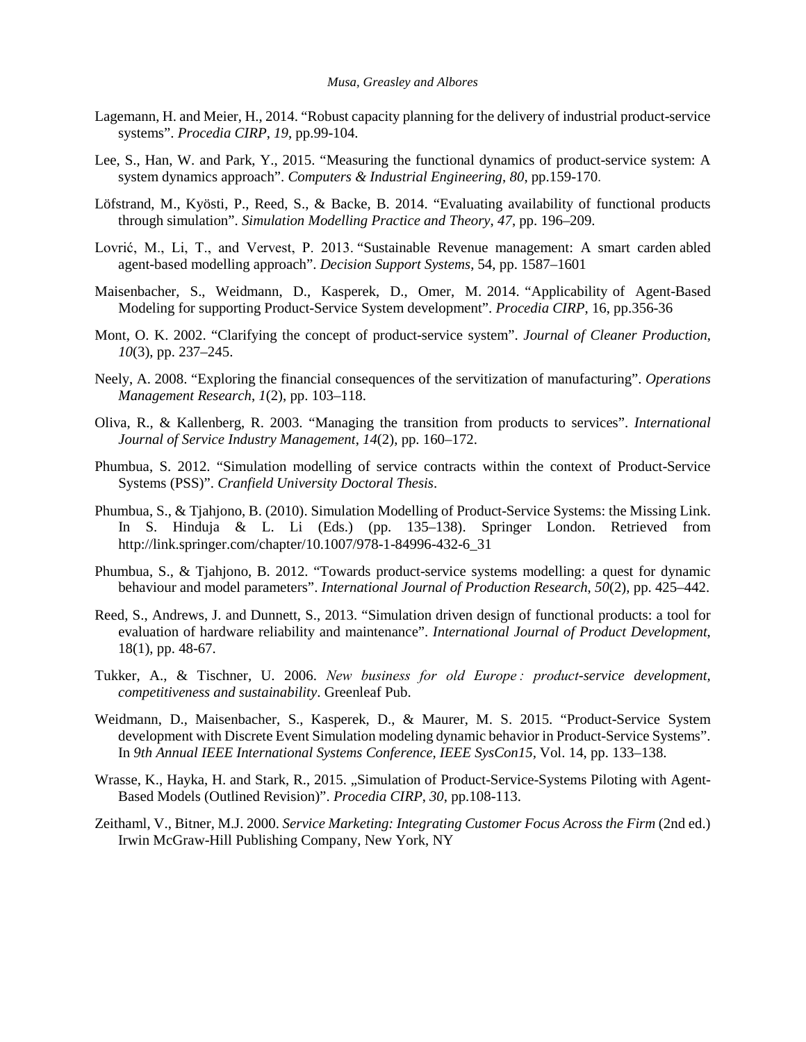Lagemann, H. and Meier, H., 2014. "Robust capacity planning for the delivery of industrial product-service systems". *Procedia CIRP*, *19*, pp.99-104.

Lee, S., Han, W. and Park, Y., 2015. "Measuring the functional dynamics of product-service system: A system dynamics approach". *Computers & Industrial Engineering*, *80*, pp.159-170.

Löfstrand, M., Kyösti, P., Reed, S., & Backe, B. 2014. "Evaluating availability of functional products through simulation". *Simulation Modelling Practice and Theory*, *47*, pp. 196–209.

Lovrić, M., Li, T., and Vervest, P. 2013. "Sustainable Revenue management: A smart carden abled agent-based modelling approach". *Decision Support Systems*, 54, pp. 1587–1601

Maisenbacher, S., Weidmann, D., Kasperek, D., Omer, M. 2014. "Applicability of Agent-Based Modeling for supporting Product-Service System development". *Procedia CIRP*, 16, pp.356-36

Mont, O. K. 2002. "Clarifying the concept of product-service system". *Journal of Cleaner Production*, *10*(3), pp. 237–245.

Neely, A. 2008. "Exploring the financial consequences of the servitization of manufacturing". *Operations Management Research*, *1*(2), pp. 103–118.

Oliva, R., & Kallenberg, R. 2003. "Managing the transition from products to services". *International Journal of Service Industry Management*, *14*(2), pp. 160–172.

Phumbua, S. 2012. "Simulation modelling of service contracts within the context of Product-Service Systems (PSS)". *Cranfield University Doctoral Thesis*.

Phumbua, S., & Tjahjono, B. (2010). Simulation Modelling of Product-Service Systems: the Missing Link. In S. Hinduja & L. Li (Eds.) (pp. 135–138). Springer London. Retrieved from http://link.springer.com/chapter/10.1007/978-1-84996-432-6_31

Phumbua, S., & Tjahjono, B. 2012. "Towards product-service systems modelling: a quest for dynamic behaviour and model parameters". *International Journal of Production Research*, *50*(2), pp. 425–442.

Reed, S., Andrews, J. and Dunnett, S., 2013. "Simulation driven design of functional products: a tool for evaluation of hardware reliability and maintenance". *International Journal of Product Development*, 18(1), pp. 48-67.

Tukker, A., & Tischner, U. 2006. *New business for old Europe : product-service development, competitiveness and sustainability*. Greenleaf Pub.

Weidmann, D., Maisenbacher, S., Kasperek, D., & Maurer, M. S. 2015. "Product-Service System development with Discrete Event Simulation modeling dynamic behavior in Product-Service Systems". In *9th Annual IEEE International Systems Conference, IEEE SysCon15*, Vol. 14, pp. 133–138.

Wrasse, K., Hayka, H. and Stark, R., 2015. „Simulation of Product-Service-Systems Piloting with Agent-Based Models (Outlined Revision)". *Procedia CIRP*, *30*, pp.108-113.

Zeithaml, V., Bitner, M.J. 2000. *Service Marketing: Integrating Customer Focus Across the Firm* (2nd ed.) Irwin McGraw-Hill Publishing Company, New York, NY